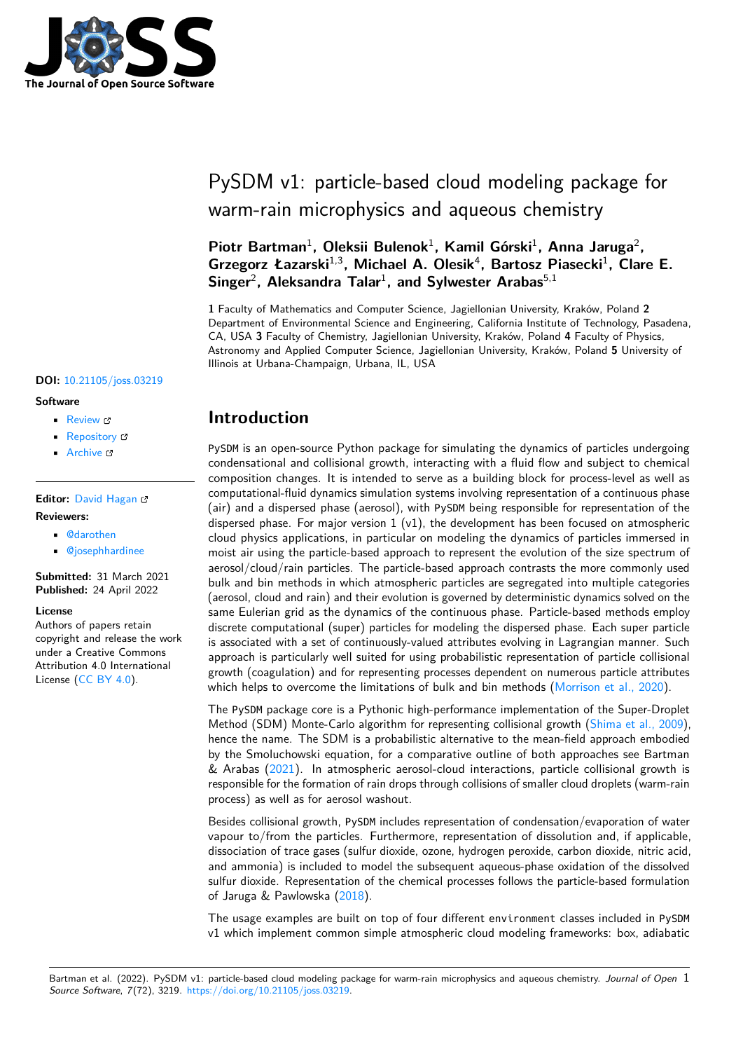# PySDM v1: particle-based cloud modeling package for warm-rain microphysics and aqueous chemistry

**Piotr Bartman**[1], **Oleksii Bulenok**[1], **Kamil Górski**[1], **Anna Jaruga**[2], **Grzegorz Łazarski**[1,3], **Michael A. Olesik**[4], **Bartosz Piasecki**[1], **Clare E. Singer**[2], **Aleksandra Talar**[1], **and Sylwester Arabas**[5,1]

**1** Faculty of Mathematics and Computer Science, Jagiellonian University, Kraków, Poland **2** Department of Environmental Science and Engineering, California Institute of Technology, Pasadena, CA, USA **3** Faculty of Chemistry, Jagiellonian University, Kraków, Poland **4** Faculty of Physics, Astronomy and Applied Computer Science, Jagiellonian University, Kraków, Poland **5** University of Illinois at Urbana-Champaign, Urbana, IL, USA

**DOI:** 10.21105/joss.03219

**Software**

- Review
- Repository
- Archive

**Editor:** David Hagan

**Reviewers:**

- @darothen
- @josephhardinee

**Submitted:** 31 March 2021
**Published:** 24 April 2022

**License**
Authors of papers retain copyright and release the work under a Creative Commons Attribution 4.0 International License (CC BY 4.0).

## Introduction

PySDM is an open-source Python package for simulating the dynamics of particles undergoing condensational and collisional growth, interacting with a fluid flow and subject to chemical composition changes. It is intended to serve as a building block for process-level as well as computational-fluid dynamics simulation systems involving representation of a continuous phase (air) and a dispersed phase (aerosol), with PySDM being responsible for representation of the dispersed phase. For major version 1 (v1), the development has been focused on atmospheric cloud physics applications, in particular on modeling the dynamics of particles immersed in moist air using the particle-based approach to represent the evolution of the size spectrum of aerosol/cloud/rain particles. The particle-based approach contrasts the more commonly used bulk and bin methods in which atmospheric particles are segregated into multiple categories (aerosol, cloud and rain) and their evolution is governed by deterministic dynamics solved on the same Eulerian grid as the dynamics of the continuous phase. Particle-based methods employ discrete computational (super) particles for modeling the dispersed phase. Each super particle is associated with a set of continuously-valued attributes evolving in Lagrangian manner. Such approach is particularly well suited for using probabilistic representation of particle collisional growth (coagulation) and for representing processes dependent on numerous particle attributes which helps to overcome the limitations of bulk and bin methods (Morrison et al., 2020).

The PySDM package core is a Pythonic high-performance implementation of the Super-Droplet Method (SDM) Monte-Carlo algorithm for representing collisional growth (Shima et al., 2009), hence the name. The SDM is a probabilistic alternative to the mean-field approach embodied by the Smoluchowski equation, for a comparative outline of both approaches see Bartman & Arabas (2021). In atmospheric aerosol-cloud interactions, particle collisional growth is responsible for the formation of rain drops through collisions of smaller cloud droplets (warm-rain process) as well as for aerosol washout.

Besides collisional growth, PySDM includes representation of condensation/evaporation of water vapour to/from the particles. Furthermore, representation of dissolution and, if applicable, dissociation of trace gases (sulfur dioxide, ozone, hydrogen peroxide, carbon dioxide, nitric acid, and ammonia) is included to model the subsequent aqueous-phase oxidation of the dissolved sulfur dioxide. Representation of the chemical processes follows the particle-based formulation of Jaruga & Pawlowska (2018).

The usage examples are built on top of four different environment classes included in PySDM v1 which implement common simple atmospheric cloud modeling frameworks: box, adiabatic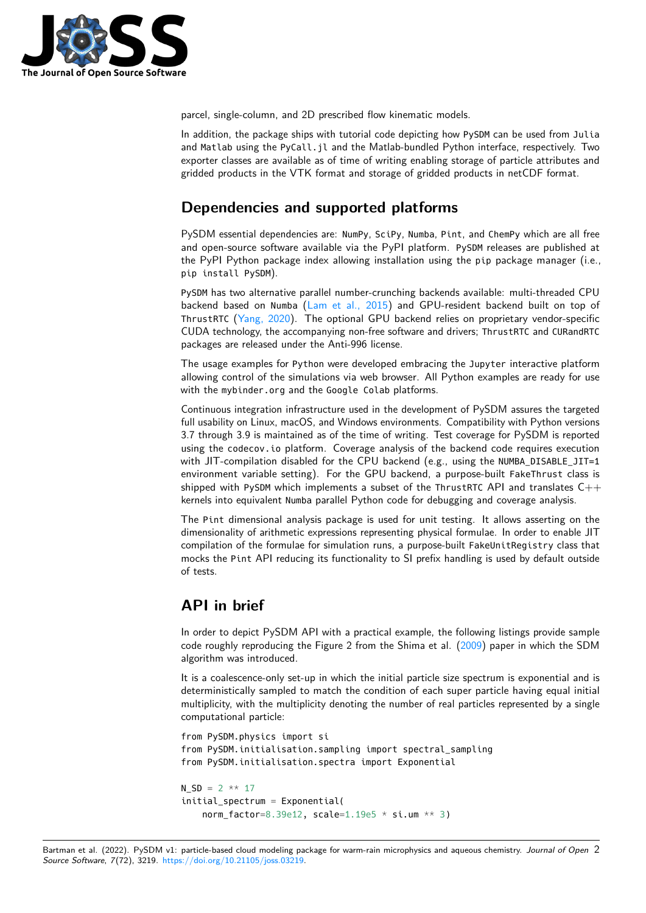parcel, single-column, and 2D prescribed flow kinematic models.

In addition, the package ships with tutorial code depicting how PySDM can be used from Julia and Matlab using the PyCall.jl and the Matlab-bundled Python interface, respectively. Two exporter classes are available as of time of writing enabling storage of particle attributes and gridded products in the VTK format and storage of gridded products in netCDF format.

## Dependencies and supported platforms

PySDM essential dependencies are: NumPy, SciPy, Numba, Pint, and ChemPy which are all free and open-source software available via the PyPI platform. PySDM releases are published at the PyPI Python package index allowing installation using the pip package manager (i.e., pip install PySDM).

PySDM has two alternative parallel number-crunching backends available: multi-threaded CPU backend based on Numba (Lam et al., 2015) and GPU-resident backend built on top of ThrustRTC (Yang, 2020). The optional GPU backend relies on proprietary vendor-specific CUDA technology, the accompanying non-free software and drivers; ThrustRTC and CURandRTC packages are released under the Anti-996 license.

The usage examples for Python were developed embracing the Jupyter interactive platform allowing control of the simulations via web browser. All Python examples are ready for use with the mybinder.org and the Google Colab platforms.

Continuous integration infrastructure used in the development of PySDM assures the targeted full usability on Linux, macOS, and Windows environments. Compatibility with Python versions 3.7 through 3.9 is maintained as of the time of writing. Test coverage for PySDM is reported using the codecov.io platform. Coverage analysis of the backend code requires execution with JIT-compilation disabled for the CPU backend (e.g., using the NUMBA_DISABLE_JIT=1 environment variable setting). For the GPU backend, a purpose-built FakeThrust class is shipped with PySDM which implements a subset of the ThrustRTC API and translates C++ kernels into equivalent Numba parallel Python code for debugging and coverage analysis.

The Pint dimensional analysis package is used for unit testing. It allows asserting on the dimensionality of arithmetic expressions representing physical formulae. In order to enable JIT compilation of the formulae for simulation runs, a purpose-built FakeUnitRegistry class that mocks the Pint API reducing its functionality to SI prefix handling is used by default outside of tests.

## API in brief

In order to depict PySDM API with a practical example, the following listings provide sample code roughly reproducing the Figure 2 from the Shima et al. (2009) paper in which the SDM algorithm was introduced.

It is a coalescence-only set-up in which the initial particle size spectrum is exponential and is deterministically sampled to match the condition of each super particle having equal initial multiplicity, with the multiplicity denoting the number of real particles represented by a single computational particle:

```
from PySDM.physics import si
from PySDM.initialisation.sampling import spectral_sampling
from PySDM.initialisation.spectra import Exponential

N_SD = 2 ** 17
initial_spectrum = Exponential(
    norm_factor=8.39e12, scale=1.19e5 * si.um ** 3)
```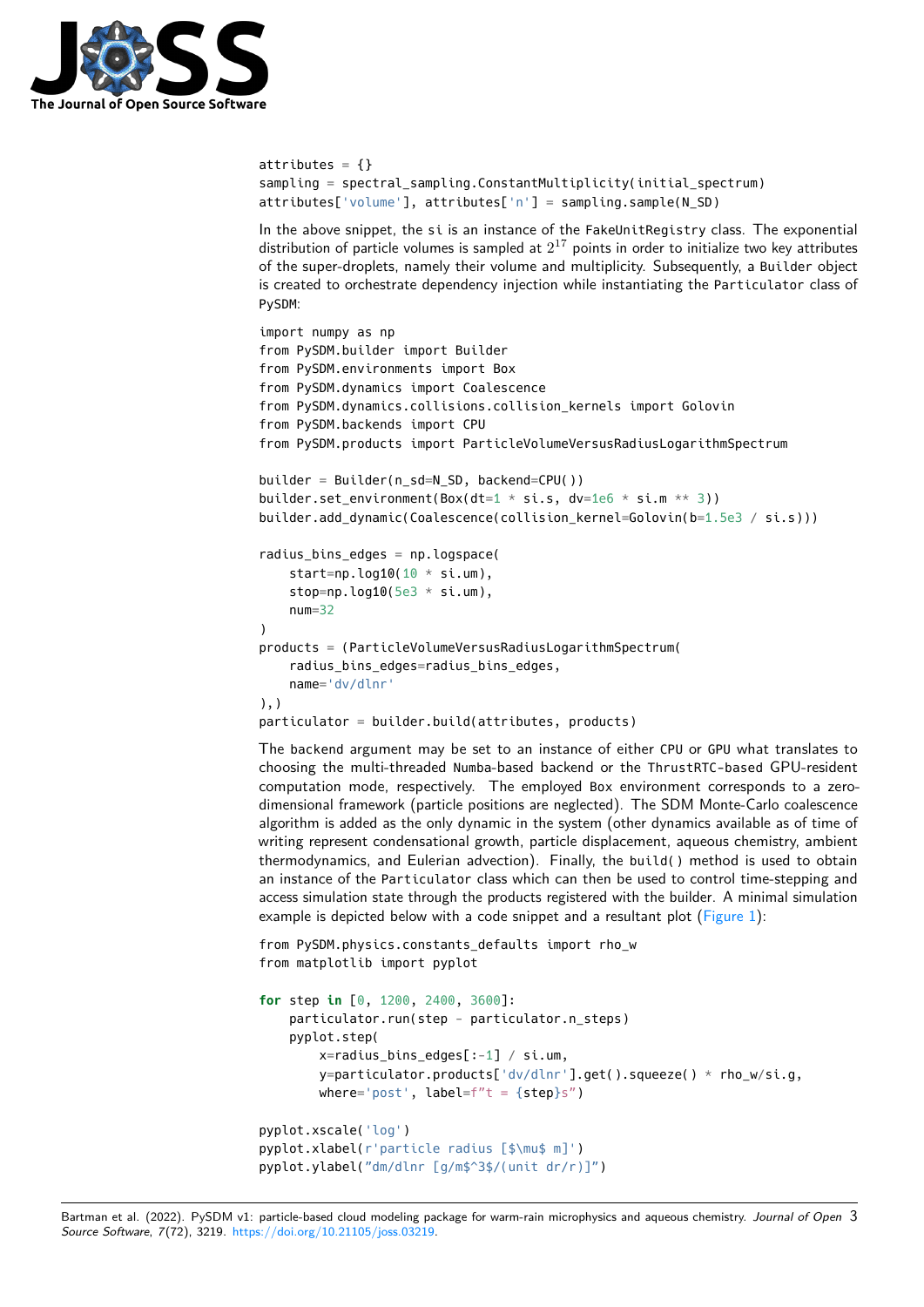```
attributes = {}
sampling = spectral_sampling.ConstantMultiplicity(initial_spectrum)
attributes['volume'], attributes['n'] = sampling.sample(N_SD)
```

In the above snippet, the `si` is an instance of the `FakeUnitRegistry` class. The exponential distribution of particle volumes is sampled at $2^{17}$ points in order to initialize two key attributes of the super-droplets, namely their volume and multiplicity. Subsequently, a `Builder` object is created to orchestrate dependency injection while instantiating the `Particulator` class of PySDM:

```
import numpy as np
from PySDM.builder import Builder
from PySDM.environments import Box
from PySDM.dynamics import Coalescence
from PySDM.dynamics.collisions.collision_kernels import Golovin
from PySDM.backends import CPU
from PySDM.products import ParticleVolumeVersusRadiusLogarithmSpectrum

builder = Builder(n_sd=N_SD, backend=CPU())
builder.set_environment(Box(dt=1 * si.s, dv=1e6 * si.m ** 3))
builder.add_dynamic(Coalescence(collision_kernel=Golovin(b=1.5e3 / si.s)))

radius_bins_edges = np.logspace(
    start=np.log10(10 * si.um),
    stop=np.log10(5e3 * si.um),
    num=32
)
products = (ParticleVolumeVersusRadiusLogarithmSpectrum(
    radius_bins_edges=radius_bins_edges,
    name='dv/dlnr'
),)
particulator = builder.build(attributes, products)
```

The backend argument may be set to an instance of either `CPU` or `GPU` what translates to choosing the multi-threaded `Numba`-based backend or the `ThrustRTC-based` GPU-resident computation mode, respectively. The employed `Box` environment corresponds to a zero-dimensional framework (particle positions are neglected). The SDM Monte-Carlo coalescence algorithm is added as the only dynamic in the system (other dynamics available as of time of writing represent condensational growth, particle displacement, aqueous chemistry, ambient thermodynamics, and Eulerian advection). Finally, the `build()` method is used to obtain an instance of the `Particulator` class which can then be used to control time-stepping and access simulation state through the products registered with the builder. A minimal simulation example is depicted below with a code snippet and a resultant plot (Figure 1):

```
from PySDM.physics.constants_defaults import rho_w
from matplotlib import pyplot

for step in [0, 1200, 2400, 3600]:
    particulator.run(step - particulator.n_steps)
    pyplot.step(
        x=radius_bins_edges[:-1] / si.um,
        y=particulator.products['dv/dlnr'].get().squeeze() * rho_w/si.g,
        where='post', label=f"t = {step}s")

pyplot.xscale('log')
pyplot.xlabel(r'particle radius [$\mu$ m]')
pyplot.ylabel("dm/dlnr [g/m$^3$/(unit dr/r)]")
```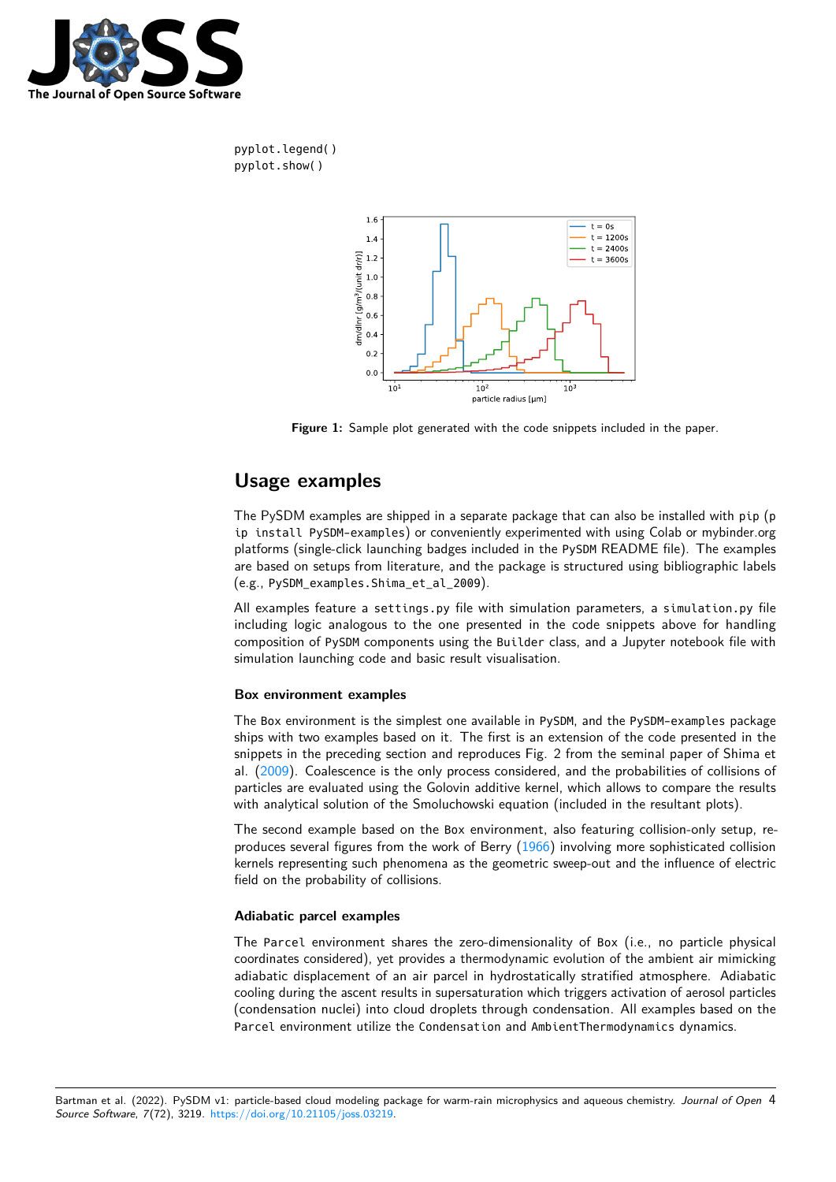```
pyplot.legend()
pyplot.show()
```

**Figure 1:** Sample plot generated with the code snippets included in the paper.

## Usage examples

The PySDM examples are shipped in a separate package that can also be installed with `pip` (`pip install PySDM-examples`) or conveniently experimented with using Colab or mybinder.org platforms (single-click launching badges included in the `PySDM` README file). The examples are based on setups from literature, and the package is structured using bibliographic labels (e.g., `PySDM_examples.Shima_et_al_2009`).

All examples feature a `settings.py` file with simulation parameters, a `simulation.py` file including logic analogous to the one presented in the code snippets above for handling composition of `PySDM` components using the `Builder` class, and a Jupyter notebook file with simulation launching code and basic result visualisation.

### Box environment examples

The `Box` environment is the simplest one available in `PySDM`, and the `PySDM-examples` package ships with two examples based on it. The first is an extension of the code presented in the snippets in the preceding section and reproduces Fig. 2 from the seminal paper of Shima et al. (2009). Coalescence is the only process considered, and the probabilities of collisions of particles are evaluated using the Golovin additive kernel, which allows to compare the results with analytical solution of the Smoluchowski equation (included in the resultant plots).

The second example based on the `Box` environment, also featuring collision-only setup, reproduces several figures from the work of Berry (1966) involving more sophisticated collision kernels representing such phenomena as the geometric sweep-out and the influence of electric field on the probability of collisions.

### Adiabatic parcel examples

The `Parcel` environment shares the zero-dimensionality of `Box` (i.e., no particle physical coordinates considered), yet provides a thermodynamic evolution of the ambient air mimicking adiabatic displacement of an air parcel in hydrostatically stratified atmosphere. Adiabatic cooling during the ascent results in supersaturation which triggers activation of aerosol particles (condensation nuclei) into cloud droplets through condensation. All examples based on the `Parcel` environment utilize the `Condensation` and `AmbientThermodynamics` dynamics.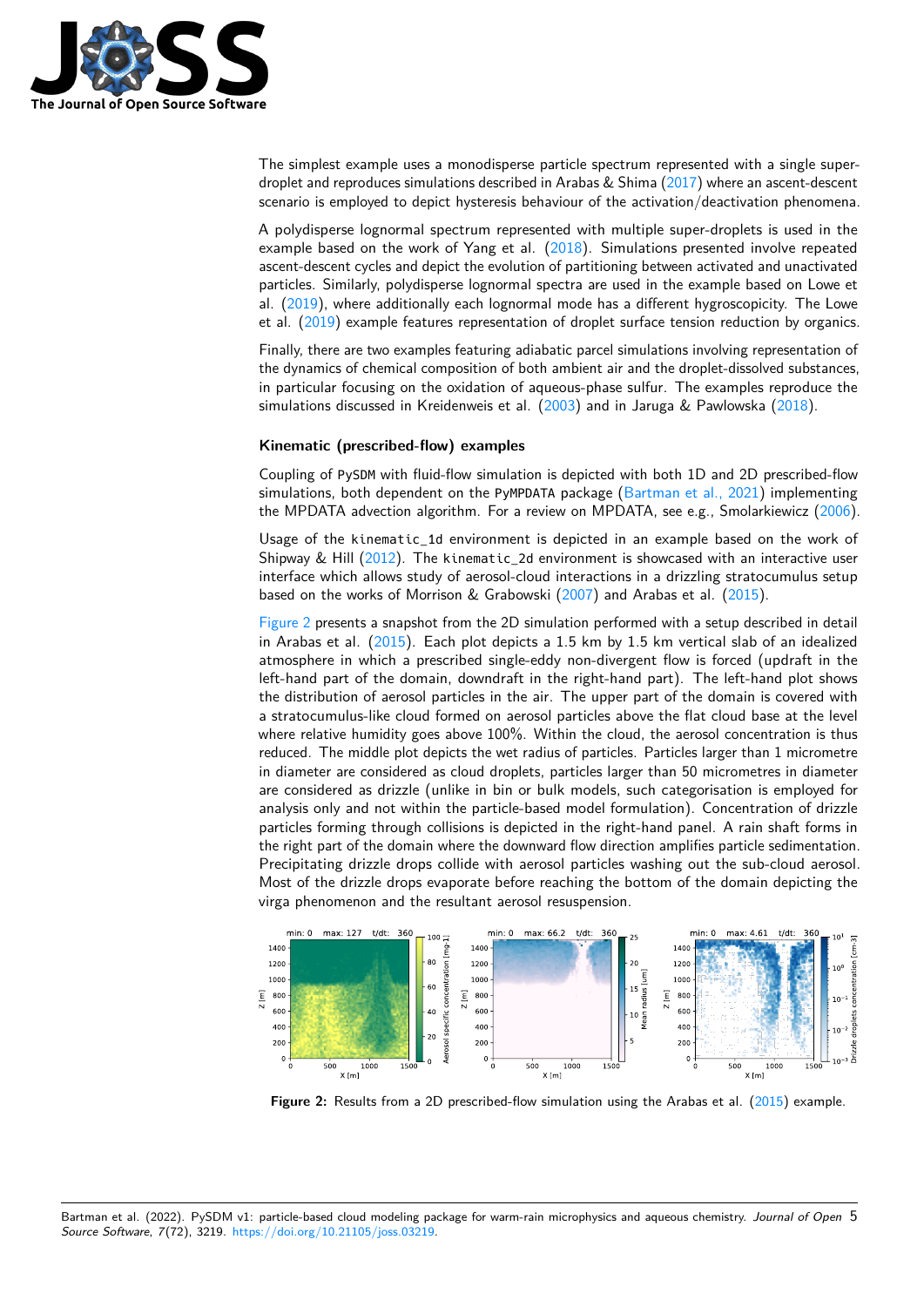The simplest example uses a monodisperse particle spectrum represented with a single super-droplet and reproduces simulations described in Arabas & Shima (2017) where an ascent-descent scenario is employed to depict hysteresis behaviour of the activation/deactivation phenomena.

A polydisperse lognormal spectrum represented with multiple super-droplets is used in the example based on the work of Yang et al. (2018). Simulations presented involve repeated ascent-descent cycles and depict the evolution of partitioning between activated and unactivated particles. Similarly, polydisperse lognormal spectra are used in the example based on Lowe et al. (2019), where additionally each lognormal mode has a different hygroscopicity. The Lowe et al. (2019) example features representation of droplet surface tension reduction by organics.

Finally, there are two examples featuring adiabatic parcel simulations involving representation of the dynamics of chemical composition of both ambient air and the droplet-dissolved substances, in particular focusing on the oxidation of aqueous-phase sulfur. The examples reproduce the simulations discussed in Kreidenweis et al. (2003) and in Jaruga & Pawlowska (2018).

### Kinematic (prescribed-flow) examples

Coupling of `PySDM` with fluid-flow simulation is depicted with both 1D and 2D prescribed-flow simulations, both dependent on the `PyMPDATA` package (Bartman et al., 2021) implementing the MPDATA advection algorithm. For a review on MPDATA, see e.g., Smolarkiewicz (2006).

Usage of the `kinematic_1d` environment is depicted in an example based on the work of Shipway & Hill (2012). The `kinematic_2d` environment is showcased with an interactive user interface which allows study of aerosol-cloud interactions in a drizzling stratocumulus setup based on the works of Morrison & Grabowski (2007) and Arabas et al. (2015).

Figure 2 presents a snapshot from the 2D simulation performed with a setup described in detail in Arabas et al. (2015). Each plot depicts a 1.5 km by 1.5 km vertical slab of an idealized atmosphere in which a prescribed single-eddy non-divergent flow is forced (updraft in the left-hand part of the domain, downdraft in the right-hand part). The left-hand plot shows the distribution of aerosol particles in the air. The upper part of the domain is covered with a stratocumulus-like cloud formed on aerosol particles above the flat cloud base at the level where relative humidity goes above 100%. Within the cloud, the aerosol concentration is thus reduced. The middle plot depicts the wet radius of particles. Particles larger than 1 micrometre in diameter are considered as cloud droplets, particles larger than 50 micrometres in diameter are considered as drizzle (unlike in bin or bulk models, such categorisation is employed for analysis only and not within the particle-based model formulation). Concentration of drizzle particles forming through collisions is depicted in the right-hand panel. A rain shaft forms in the right part of the domain where the downward flow direction amplifies particle sedimentation. Precipitating drizzle drops collide with aerosol particles washing out the sub-cloud aerosol. Most of the drizzle drops evaporate before reaching the bottom of the domain depicting the virga phenomenon and the resultant aerosol resuspension.

**Figure 2:** Results from a 2D prescribed-flow simulation using the Arabas et al. (2015) example.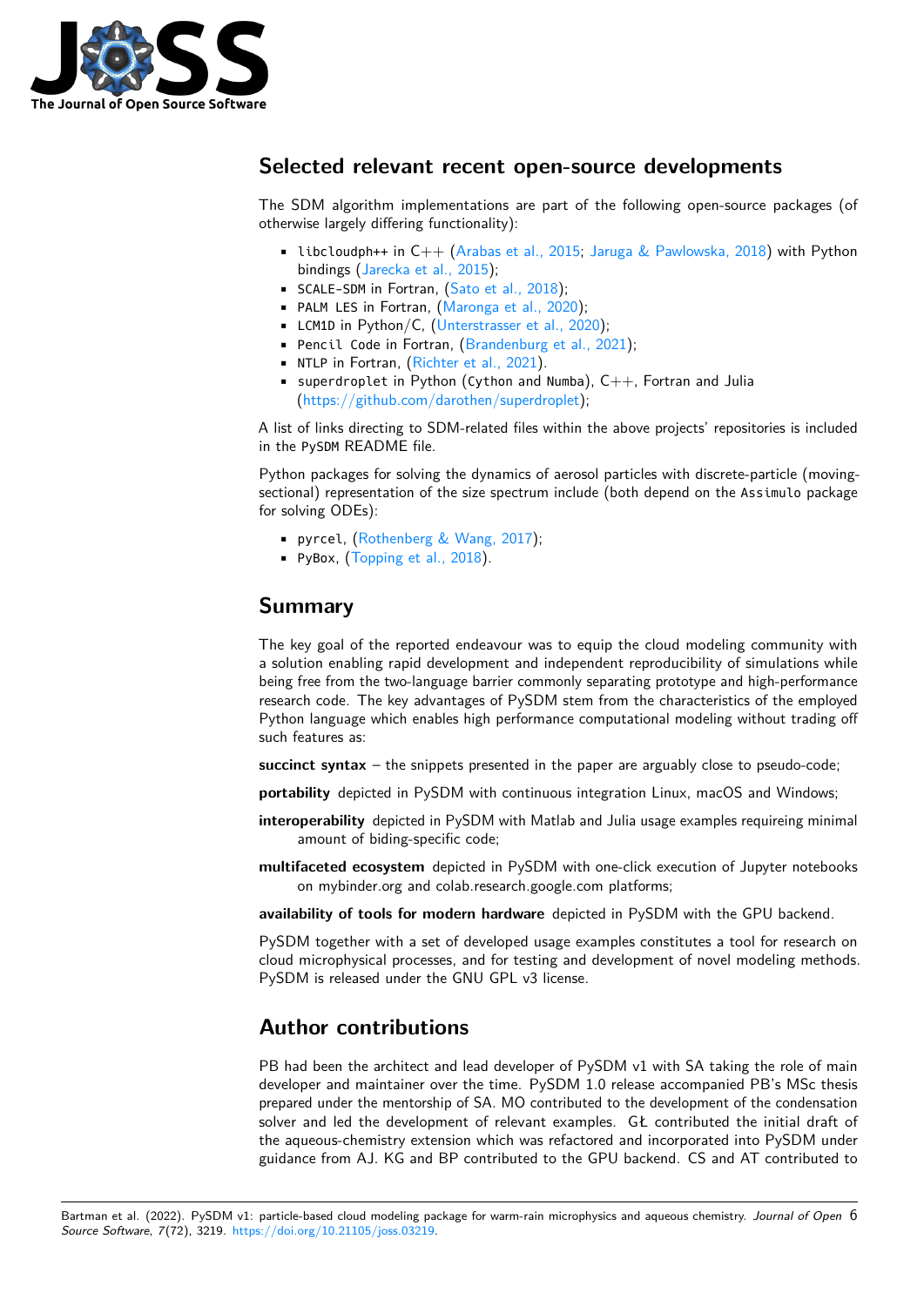## Selected relevant recent open-source developments

The SDM algorithm implementations are part of the following open-source packages (of otherwise largely differing functionality):

- `libcloudph++` in C++ (Arabas et al., 2015; Jaruga & Pawlowska, 2018) with Python bindings (Jarecka et al., 2015);
- `SCALE-SDM` in Fortran, (Sato et al., 2018);
- `PALM LES` in Fortran, (Maronga et al., 2020);
- `LCM1D` in Python/C, (Unterstrasser et al., 2020);
- `Pencil Code` in Fortran, (Brandenburg et al., 2021);
- `NTLP` in Fortran, (Richter et al., 2021).
- `superdroplet` in Python (`Cython` and `Numba`), C++, Fortran and Julia (https://github.com/darothen/superdroplet);

A list of links directing to SDM-related files within the above projects' repositories is included in the `PySDM` README file.

Python packages for solving the dynamics of aerosol particles with discrete-particle (moving-sectional) representation of the size spectrum include (both depend on the `Assimulo` package for solving ODEs):

- `pyrcel`, (Rothenberg & Wang, 2017);
- `PyBox`, (Topping et al., 2018).

## Summary

The key goal of the reported endeavour was to equip the cloud modeling community with a solution enabling rapid development and independent reproducibility of simulations while being free from the two-language barrier commonly separating prototype and high-performance research code. The key advantages of PySDM stem from the characteristics of the employed Python language which enables high performance computational modeling without trading off such features as:

**succinct syntax** – the snippets presented in the paper are arguably close to pseudo-code;

**portability** depicted in PySDM with continuous integration Linux, macOS and Windows;

**interoperability** depicted in PySDM with Matlab and Julia usage examples requireing minimal amount of biding-specific code;

**multifaceted ecosystem** depicted in PySDM with one-click execution of Jupyter notebooks on mybinder.org and colab.research.google.com platforms;

**availability of tools for modern hardware** depicted in PySDM with the GPU backend.

PySDM together with a set of developed usage examples constitutes a tool for research on cloud microphysical processes, and for testing and development of novel modeling methods. PySDM is released under the GNU GPL v3 license.

## Author contributions

PB had been the architect and lead developer of PySDM v1 with SA taking the role of main developer and maintainer over the time. PySDM 1.0 release accompanied PB's MSc thesis prepared under the mentorship of SA. MO contributed to the development of the condensation solver and led the development of relevant examples. GŁ contributed the initial draft of the aqueous-chemistry extension which was refactored and incorporated into PySDM under guidance from AJ. KG and BP contributed to the GPU backend. CS and AT contributed to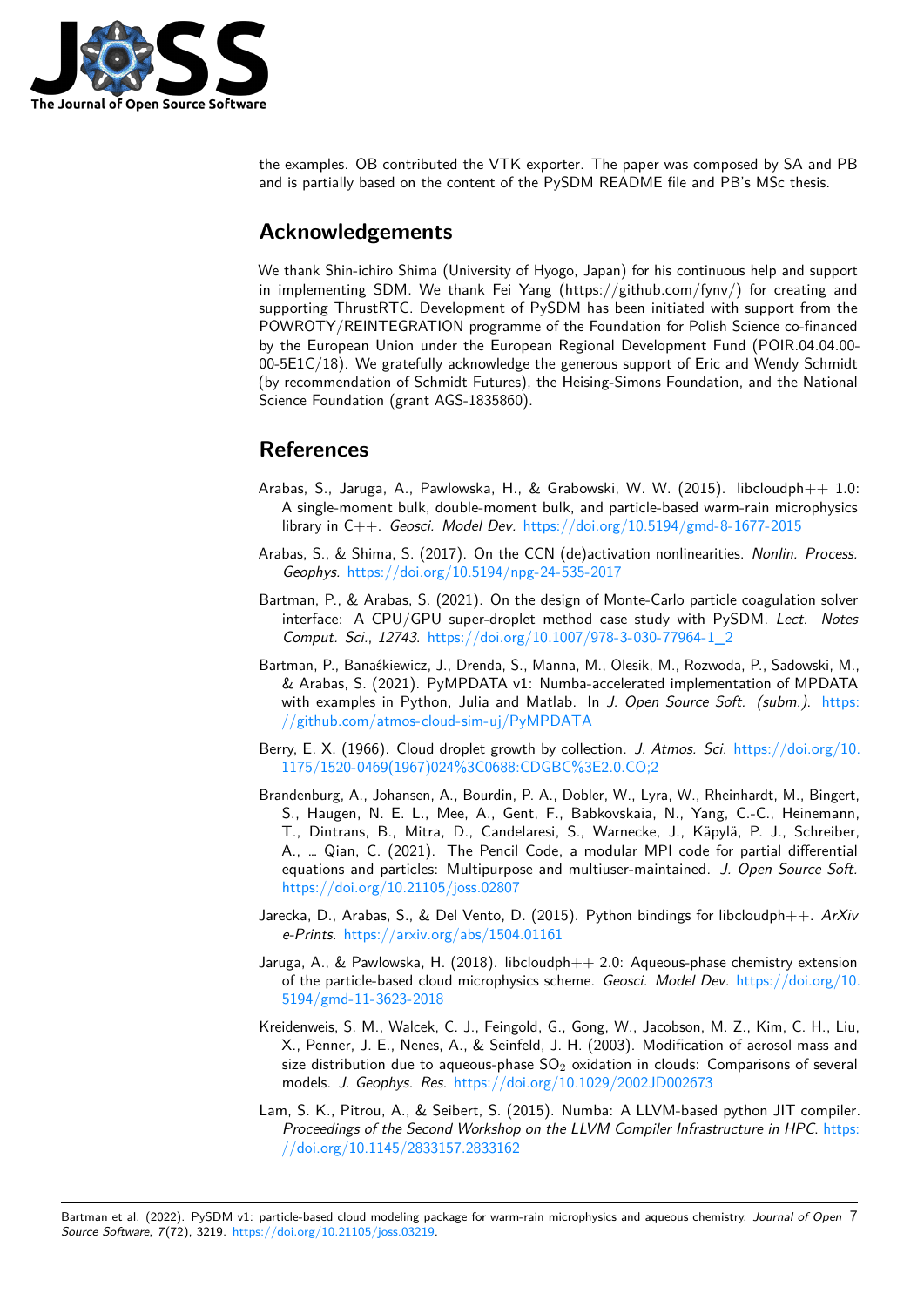the examples. OB contributed the VTK exporter. The paper was composed by SA and PB and is partially based on the content of the PySDM README file and PB's MSc thesis.

## Acknowledgements

We thank Shin-ichiro Shima (University of Hyogo, Japan) for his continuous help and support in implementing SDM. We thank Fei Yang (https://github.com/fynv/) for creating and supporting ThrustRTC. Development of PySDM has been initiated with support from the POWROTY/REINTEGRATION programme of the Foundation for Polish Science co-financed by the European Union under the European Regional Development Fund (POIR.04.04.00-00-5E1C/18). We gratefully acknowledge the generous support of Eric and Wendy Schmidt (by recommendation of Schmidt Futures), the Heising-Simons Foundation, and the National Science Foundation (grant AGS-1835860).

## References

Arabas, S., Jaruga, A., Pawlowska, H., & Grabowski, W. W. (2015). libcloudph++ 1.0: A single-moment bulk, double-moment bulk, and particle-based warm-rain microphysics library in C++. *Geosci. Model Dev.* https://doi.org/10.5194/gmd-8-1677-2015

Arabas, S., & Shima, S. (2017). On the CCN (de)activation nonlinearities. *Nonlin. Process. Geophys.* https://doi.org/10.5194/npg-24-535-2017

Bartman, P., & Arabas, S. (2021). On the design of Monte-Carlo particle coagulation solver interface: A CPU/GPU super-droplet method case study with PySDM. *Lect. Notes Comput. Sci.*, *12743*. https://doi.org/10.1007/978-3-030-77964-1_2

Bartman, P., Banaśkiewicz, J., Drenda, S., Manna, M., Olesik, M., Rozwoda, P., Sadowski, M., & Arabas, S. (2021). PyMPDATA v1: Numba-accelerated implementation of MPDATA with examples in Python, Julia and Matlab. In *J. Open Source Soft. (subm.)*. https://github.com/atmos-cloud-sim-uj/PyMPDATA

Berry, E. X. (1966). Cloud droplet growth by collection. *J. Atmos. Sci.* https://doi.org/10.1175/1520-0469(1967)024%3C0688:CDGBC%3E2.0.CO;2

Brandenburg, A., Johansen, A., Bourdin, P. A., Dobler, W., Lyra, W., Rheinhardt, M., Bingert, S., Haugen, N. E. L., Mee, A., Gent, F., Babkovskaia, N., Yang, C.-C., Heinemann, T., Dintrans, B., Mitra, D., Candelaresi, S., Warnecke, J., Käpylä, P. J., Schreiber, A., … Qian, C. (2021). The Pencil Code, a modular MPI code for partial differential equations and particles: Multipurpose and multiuser-maintained. *J. Open Source Soft.* https://doi.org/10.21105/joss.02807

Jarecka, D., Arabas, S., & Del Vento, D. (2015). Python bindings for libcloudph++. *ArXiv e-Prints*. https://arxiv.org/abs/1504.01161

Jaruga, A., & Pawlowska, H. (2018). libcloudph++ 2.0: Aqueous-phase chemistry extension of the particle-based cloud microphysics scheme. *Geosci. Model Dev.* https://doi.org/10.5194/gmd-11-3623-2018

Kreidenweis, S. M., Walcek, C. J., Feingold, G., Gong, W., Jacobson, M. Z., Kim, C. H., Liu, X., Penner, J. E., Nenes, A., & Seinfeld, J. H. (2003). Modification of aerosol mass and size distribution due to aqueous-phase $SO_2$ oxidation in clouds: Comparisons of several models. *J. Geophys. Res.* https://doi.org/10.1029/2002JD002673

Lam, S. K., Pitrou, A., & Seibert, S. (2015). Numba: A LLVM-based python JIT compiler. *Proceedings of the Second Workshop on the LLVM Compiler Infrastructure in HPC*. https://doi.org/10.1145/2833157.2833162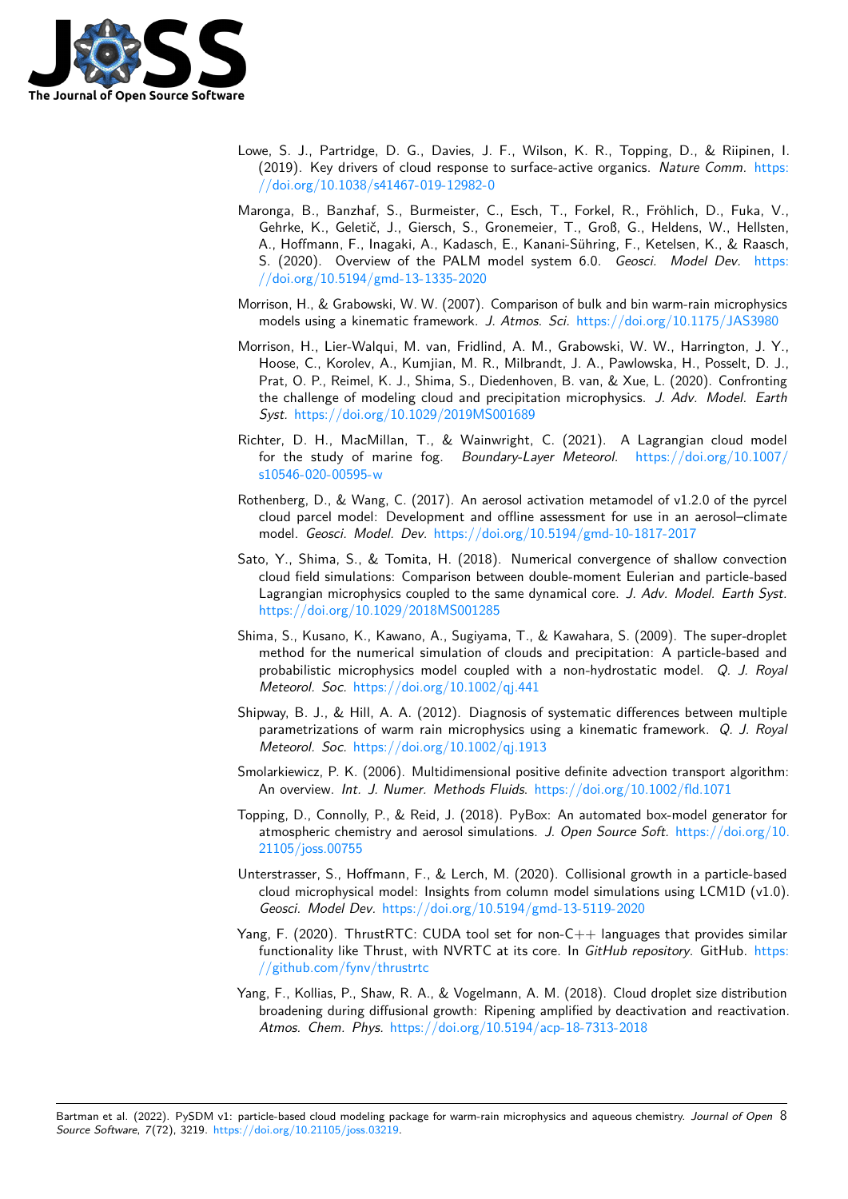Lowe, S. J., Partridge, D. G., Davies, J. F., Wilson, K. R., Topping, D., & Riipinen, I. (2019). Key drivers of cloud response to surface-active organics. *Nature Comm.* https://doi.org/10.1038/s41467-019-12982-0

Maronga, B., Banzhaf, S., Burmeister, C., Esch, T., Forkel, R., Fröhlich, D., Fuka, V., Gehrke, K., Geletič, J., Giersch, S., Gronemeier, T., Groß, G., Heldens, W., Hellsten, A., Hoffmann, F., Inagaki, A., Kadasch, E., Kanani-Sühring, F., Ketelsen, K., & Raasch, S. (2020). Overview of the PALM model system 6.0. *Geosci. Model Dev.* https://doi.org/10.5194/gmd-13-1335-2020

Morrison, H., & Grabowski, W. W. (2007). Comparison of bulk and bin warm-rain microphysics models using a kinematic framework. *J. Atmos. Sci.* https://doi.org/10.1175/JAS3980

Morrison, H., Lier-Walqui, M. van, Fridlind, A. M., Grabowski, W. W., Harrington, J. Y., Hoose, C., Korolev, A., Kumjian, M. R., Milbrandt, J. A., Pawlowska, H., Posselt, D. J., Prat, O. P., Reimel, K. J., Shima, S., Diedenhoven, B. van, & Xue, L. (2020). Confronting the challenge of modeling cloud and precipitation microphysics. *J. Adv. Model. Earth Syst.* https://doi.org/10.1029/2019MS001689

Richter, D. H., MacMillan, T., & Wainwright, C. (2021). A Lagrangian cloud model for the study of marine fog. *Boundary-Layer Meteorol.* https://doi.org/10.1007/s10546-020-00595-w

Rothenberg, D., & Wang, C. (2017). An aerosol activation metamodel of v1.2.0 of the pyrcel cloud parcel model: Development and offline assessment for use in an aerosol–climate model. *Geosci. Model. Dev.* https://doi.org/10.5194/gmd-10-1817-2017

Sato, Y., Shima, S., & Tomita, H. (2018). Numerical convergence of shallow convection cloud field simulations: Comparison between double-moment Eulerian and particle-based Lagrangian microphysics coupled to the same dynamical core. *J. Adv. Model. Earth Syst.* https://doi.org/10.1029/2018MS001285

Shima, S., Kusano, K., Kawano, A., Sugiyama, T., & Kawahara, S. (2009). The super-droplet method for the numerical simulation of clouds and precipitation: A particle-based and probabilistic microphysics model coupled with a non-hydrostatic model. *Q. J. Royal Meteorol. Soc.* https://doi.org/10.1002/qj.441

Shipway, B. J., & Hill, A. A. (2012). Diagnosis of systematic differences between multiple parametrizations of warm rain microphysics using a kinematic framework. *Q. J. Royal Meteorol. Soc.* https://doi.org/10.1002/qj.1913

Smolarkiewicz, P. K. (2006). Multidimensional positive definite advection transport algorithm: An overview. *Int. J. Numer. Methods Fluids.* https://doi.org/10.1002/fld.1071

Topping, D., Connolly, P., & Reid, J. (2018). PyBox: An automated box-model generator for atmospheric chemistry and aerosol simulations. *J. Open Source Soft.* https://doi.org/10.21105/joss.00755

Unterstrasser, S., Hoffmann, F., & Lerch, M. (2020). Collisional growth in a particle-based cloud microphysical model: Insights from column model simulations using LCM1D (v1.0). *Geosci. Model Dev.* https://doi.org/10.5194/gmd-13-5119-2020

Yang, F. (2020). ThrustRTC: CUDA tool set for non-C++ languages that provides similar functionality like Thrust, with NVRTC at its core. In *GitHub repository*. GitHub. https://github.com/fynv/thrustrtc

Yang, F., Kollias, P., Shaw, R. A., & Vogelmann, A. M. (2018). Cloud droplet size distribution broadening during diffusional growth: Ripening amplified by deactivation and reactivation. *Atmos. Chem. Phys.* https://doi.org/10.5194/acp-18-7313-2018